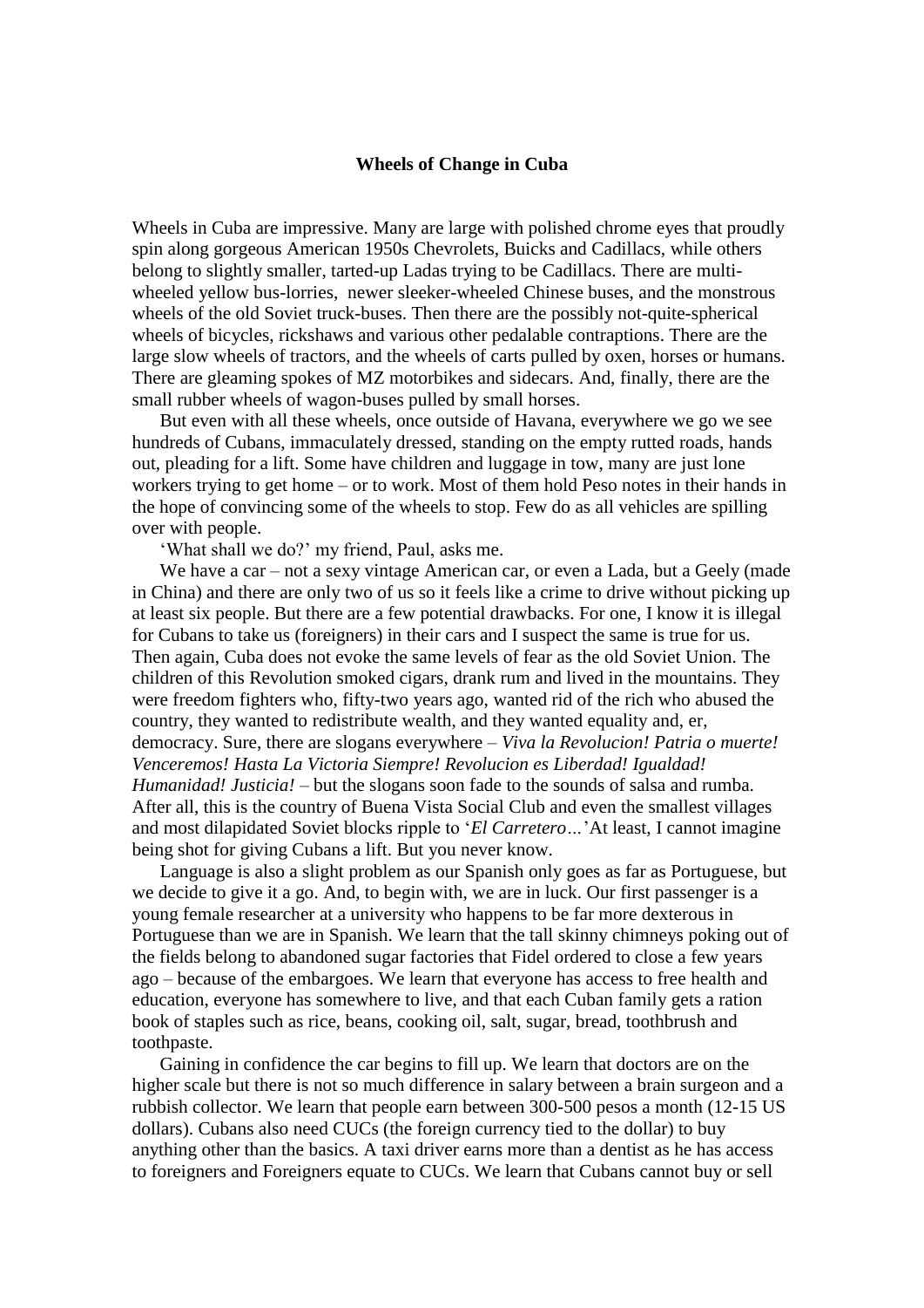# Wheels of Change in Cuba

Wheels in Cuba are impressive. Many are large with polished chrome eyes that proudly spin along gorgeous American 1950s Chevrolets, Buicks and Cadillacs, while others belong to slightly smaller, tarted-up Ladas trying to be Cadillacs. There are multi-wheeled yellow bus-lorries, newer sleeker-wheeled Chinese buses, and the monstrous wheels of the old Soviet truck-buses. Then there are the possibly not-quite-spherical wheels of bicycles, rickshaws and various other pedalable contraptions. There are the large slow wheels of tractors, and the wheels of carts pulled by oxen, horses or humans. There are gleaming spokes of MZ motorbikes and sidecars. And, finally, there are the small rubber wheels of wagon-buses pulled by small horses.

But even with all these wheels, once outside of Havana, everywhere we go we see hundreds of Cubans, immaculately dressed, standing on the empty rutted roads, hands out, pleading for a lift. Some have children and luggage in tow, many are just lone workers trying to get home – or to work. Most of them hold Peso notes in their hands in the hope of convincing some of the wheels to stop. Few do as all vehicles are spilling over with people.

'What shall we do?' my friend, Paul, asks me.

We have a car – not a sexy vintage American car, or even a Lada, but a Geely (made in China) and there are only two of us so it feels like a crime to drive without picking up at least six people. But there are a few potential drawbacks. For one, I know it is illegal for Cubans to take us (foreigners) in their cars and I suspect the same is true for us. Then again, Cuba does not evoke the same levels of fear as the old Soviet Union. The children of this Revolution smoked cigars, drank rum and lived in the mountains. They were freedom fighters who, fifty-two years ago, wanted rid of the rich who abused the country, they wanted to redistribute wealth, and they wanted equality and, er, democracy. Sure, there are slogans everywhere – *Viva la Revolucion! Patria o muerte! Venceremos! Hasta La Victoria Siempre! Revolucion es Liberdad! Igualdad! Humanidad! Justicia!* – but the slogans soon fade to the sounds of salsa and rumba. After all, this is the country of Buena Vista Social Club and even the smallest villages and most dilapidated Soviet blocks ripple to '*El Carretero…*'At least, I cannot imagine being shot for giving Cubans a lift. But you never know.

Language is also a slight problem as our Spanish only goes as far as Portuguese, but we decide to give it a go. And, to begin with, we are in luck. Our first passenger is a young female researcher at a university who happens to be far more dexterous in Portuguese than we are in Spanish. We learn that the tall skinny chimneys poking out of the fields belong to abandoned sugar factories that Fidel ordered to close a few years ago – because of the embargoes. We learn that everyone has access to free health and education, everyone has somewhere to live, and that each Cuban family gets a ration book of staples such as rice, beans, cooking oil, salt, sugar, bread, toothbrush and toothpaste.

Gaining in confidence the car begins to fill up. We learn that doctors are on the higher scale but there is not so much difference in salary between a brain surgeon and a rubbish collector. We learn that people earn between 300-500 pesos a month (12-15 US dollars). Cubans also need CUCs (the foreign currency tied to the dollar) to buy anything other than the basics. A taxi driver earns more than a dentist as he has access to foreigners and Foreigners equate to CUCs. We learn that Cubans cannot buy or sell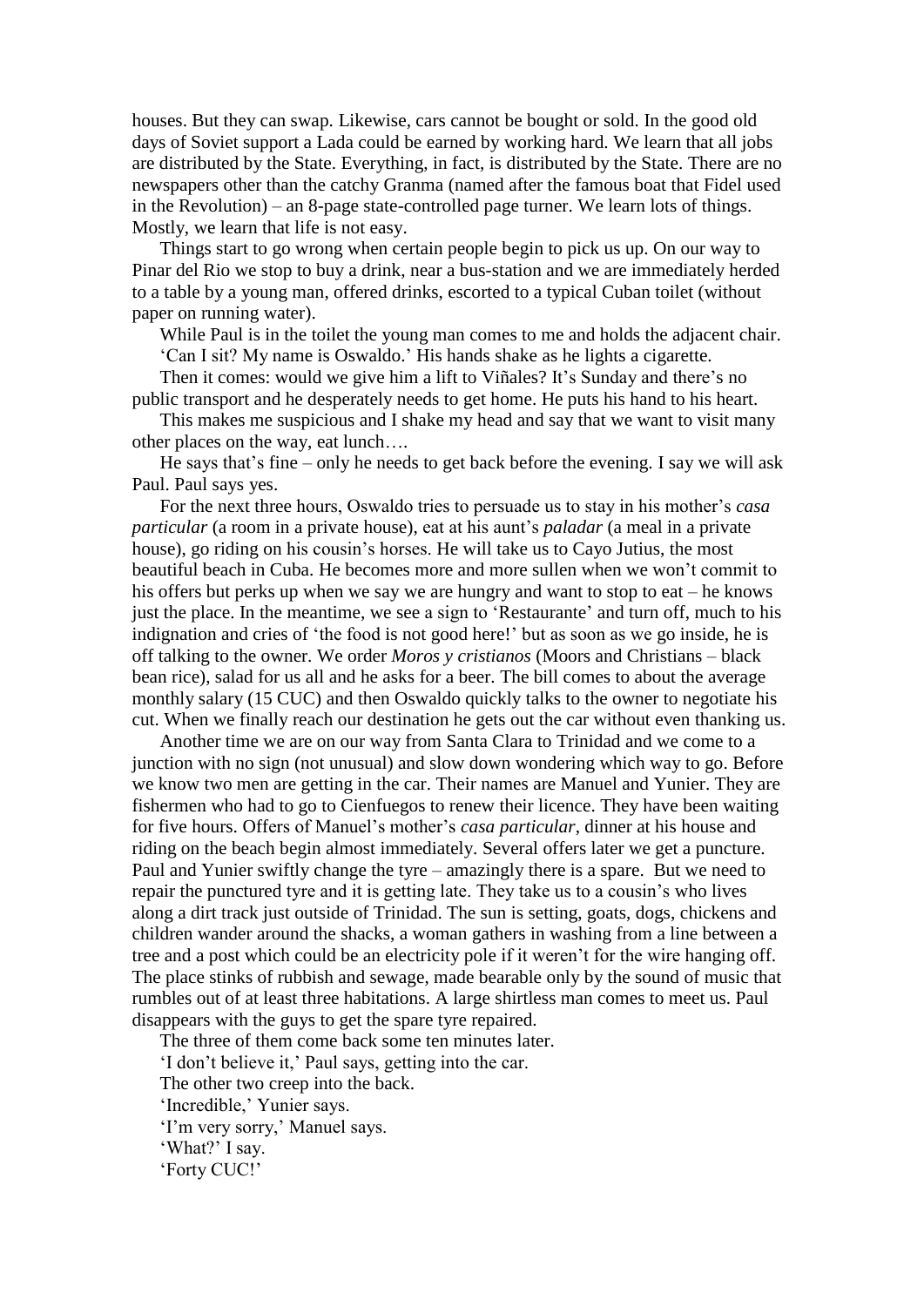houses. But they can swap. Likewise, cars cannot be bought or sold. In the good old days of Soviet support a Lada could be earned by working hard. We learn that all jobs are distributed by the State. Everything, in fact, is distributed by the State. There are no newspapers other than the catchy Granma (named after the famous boat that Fidel used in the Revolution) – an 8-page state-controlled page turner. We learn lots of things. Mostly, we learn that life is not easy.

Things start to go wrong when certain people begin to pick us up. On our way to Pinar del Rio we stop to buy a drink, near a bus-station and we are immediately herded to a table by a young man, offered drinks, escorted to a typical Cuban toilet (without paper on running water).

While Paul is in the toilet the young man comes to me and holds the adjacent chair.

'Can I sit? My name is Oswaldo.' His hands shake as he lights a cigarette.

Then it comes: would we give him a lift to Viñales? It's Sunday and there's no public transport and he desperately needs to get home. He puts his hand to his heart.

This makes me suspicious and I shake my head and say that we want to visit many other places on the way, eat lunch….

He says that's fine – only he needs to get back before the evening. I say we will ask Paul. Paul says yes.

For the next three hours, Oswaldo tries to persuade us to stay in his mother's *casa particular* (a room in a private house), eat at his aunt's *paladar* (a meal in a private house), go riding on his cousin's horses. He will take us to Cayo Jutius, the most beautiful beach in Cuba. He becomes more and more sullen when we won't commit to his offers but perks up when we say we are hungry and want to stop to eat – he knows just the place. In the meantime, we see a sign to 'Restaurante' and turn off, much to his indignation and cries of 'the food is not good here!' but as soon as we go inside, he is off talking to the owner. We order *Moros y cristianos* (Moors and Christians – black bean rice), salad for us all and he asks for a beer. The bill comes to about the average monthly salary (15 CUC) and then Oswaldo quickly talks to the owner to negotiate his cut. When we finally reach our destination he gets out the car without even thanking us.

Another time we are on our way from Santa Clara to Trinidad and we come to a junction with no sign (not unusual) and slow down wondering which way to go. Before we know two men are getting in the car. Their names are Manuel and Yunier. They are fishermen who had to go to Cienfuegos to renew their licence. They have been waiting for five hours. Offers of Manuel's mother's *casa particular*, dinner at his house and riding on the beach begin almost immediately. Several offers later we get a puncture. Paul and Yunier swiftly change the tyre – amazingly there is a spare. But we need to repair the punctured tyre and it is getting late. They take us to a cousin's who lives along a dirt track just outside of Trinidad. The sun is setting, goats, dogs, chickens and children wander around the shacks, a woman gathers in washing from a line between a tree and a post which could be an electricity pole if it weren't for the wire hanging off. The place stinks of rubbish and sewage, made bearable only by the sound of music that rumbles out of at least three habitations. A large shirtless man comes to meet us. Paul disappears with the guys to get the spare tyre repaired.

The three of them come back some ten minutes later.

'I don't believe it,' Paul says, getting into the car.

The other two creep into the back.

'Incredible,' Yunier says.

'I'm very sorry,' Manuel says.

'What?' I say.

'Forty CUC!'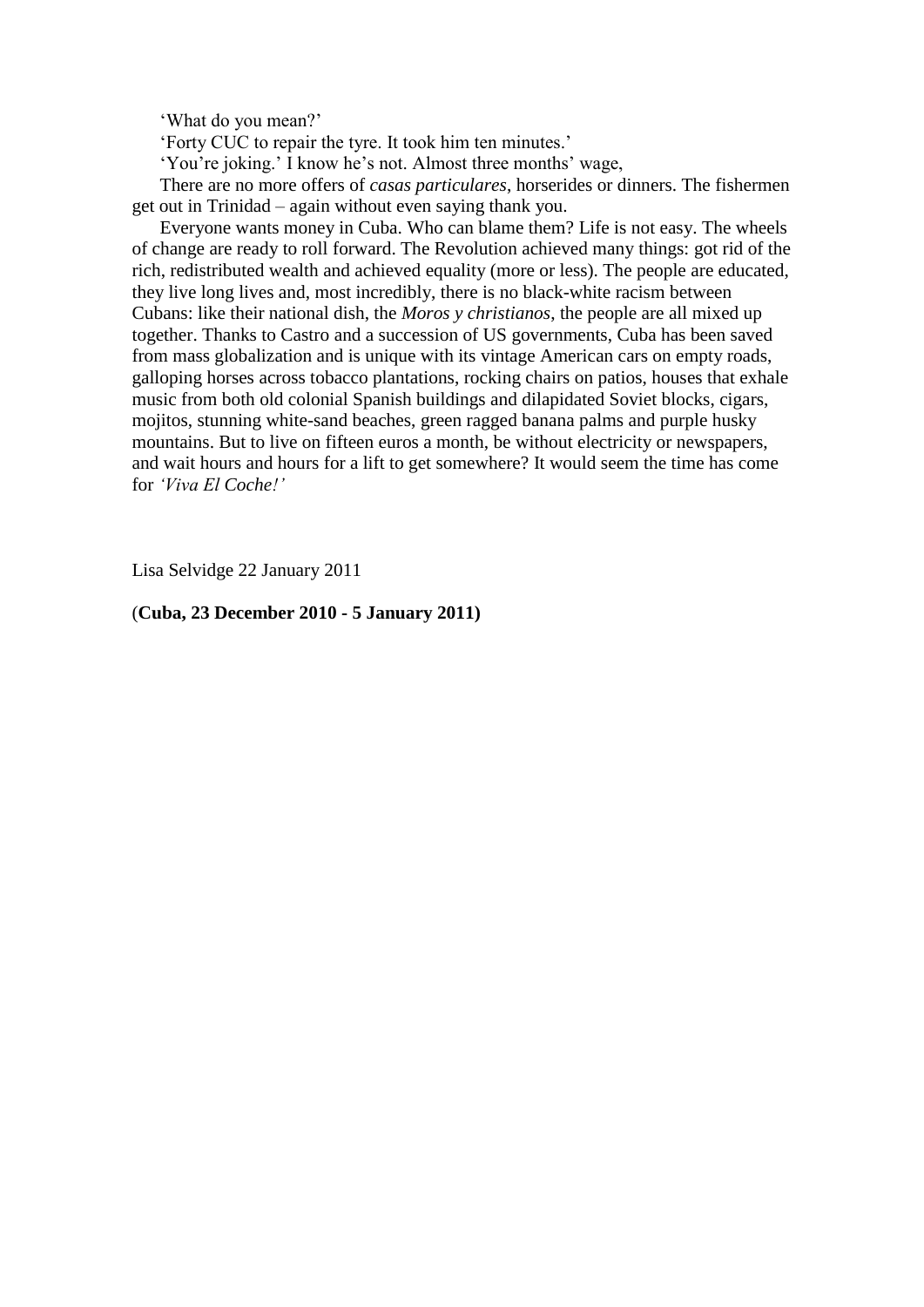'What do you mean?'

'Forty CUC to repair the tyre. It took him ten minutes.'

'You're joking.' I know he's not. Almost three months' wage,

There are no more offers of *casas particulares*, horserides or dinners. The fishermen get out in Trinidad – again without even saying thank you.

Everyone wants money in Cuba. Who can blame them? Life is not easy. The wheels of change are ready to roll forward. The Revolution achieved many things: got rid of the rich, redistributed wealth and achieved equality (more or less). The people are educated, they live long lives and, most incredibly, there is no black-white racism between Cubans: like their national dish, the *Moros y christianos*, the people are all mixed up together. Thanks to Castro and a succession of US governments, Cuba has been saved from mass globalization and is unique with its vintage American cars on empty roads, galloping horses across tobacco plantations, rocking chairs on patios, houses that exhale music from both old colonial Spanish buildings and dilapidated Soviet blocks, cigars, mojitos, stunning white-sand beaches, green ragged banana palms and purple husky mountains. But to live on fifteen euros a month, be without electricity or newspapers, and wait hours and hours for a lift to get somewhere? It would seem the time has come for *'Viva El Coche!'*

Lisa Selvidge 22 January 2011

(**Cuba, 23 December 2010 - 5 January 2011)**